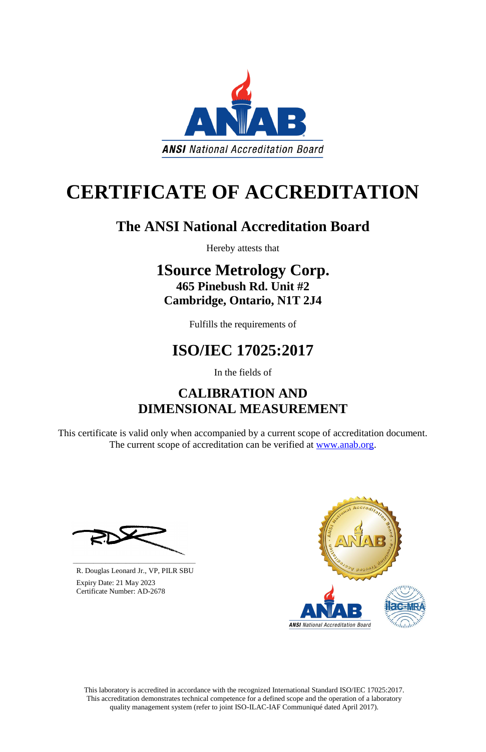ANSI National Accreditation Board

# CERTIFICATE OF ACCREDITATION

## The ANSI National Accreditation Board

Hereby attests that

## 1Source Metrology Corp.

**465 Pinebush Rd. Unit #2**
**Cambridge, Ontario, N1T 2J4**

Fulfills the requirements of

## ISO/IEC 17025:2017

In the fields of

## CALIBRATION AND DIMENSIONAL MEASUREMENT

This certificate is valid only when accompanied by a current scope of accreditation document. The current scope of accreditation can be verified at www.anab.org.

R. Douglas Leonard Jr., VP, PILR SBU
Expiry Date: 21 May 2023
Certificate Number: AD-2678

This laboratory is accredited in accordance with the recognized International Standard ISO/IEC 17025:2017. This accreditation demonstrates technical competence for a defined scope and the operation of a laboratory quality management system (refer to joint ISO-ILAC-IAF Communiqué dated April 2017).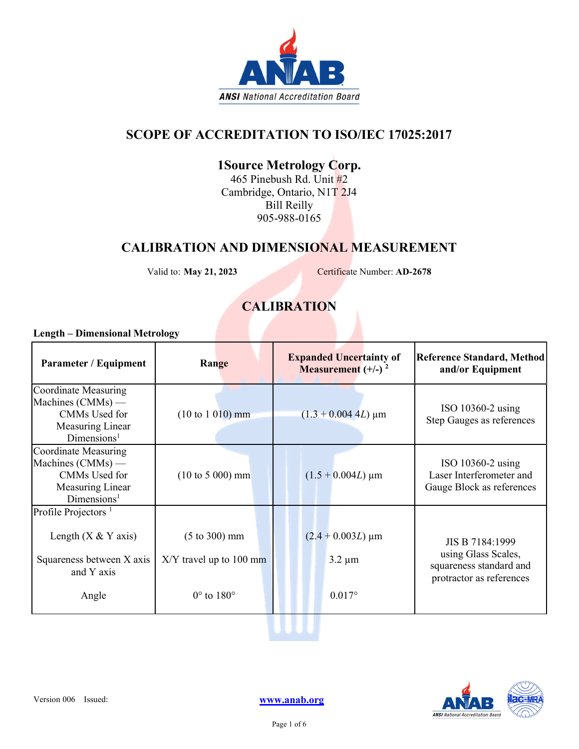## SCOPE OF ACCREDITATION TO ISO/IEC 17025:2017

**1Source Metrology Corp.**
465 Pinebush Rd. Unit #2
Cambridge, Ontario, N1T 2J4
Bill Reilly
905-988-0165

## CALIBRATION AND DIMENSIONAL MEASUREMENT

Valid to: **May 21, 2023** Certificate Number: **AD-2678**

## CALIBRATION

**Length – Dimensional Metrology**

| Parameter / Equipment | Range | Expanded Uncertainty of Measurement (+/-) [2] | Reference Standard, Method and/or Equipment |
|---|---|---|---|
| Coordinate Measuring Machines (CMMs) — CMMs Used for Measuring Linear Dimensions[1] | (10 to 1 010) mm | $(1.3 + 0.004\,4L)$ µm | ISO 10360-2 using Step Gauges as references |
| Coordinate Measuring Machines (CMMs) — CMMs Used for Measuring Linear Dimensions[1] | (10 to 5 000) mm | $(1.5 + 0.004L)$ µm | ISO 10360-2 using Laser Interferometer and Gauge Block as references |
| Profile Projectors [1] | | | |
| Length (X & Y axis) | (5 to 300) mm | $(2.4 + 0.003L)$ µm | JIS B 7184:1999 using Glass Scales, squareness standard and protractor as references |
| Squareness between X axis and Y axis | X/Y travel up to 100 mm | 3.2 µm | |
| Angle | 0° to 180° | 0.017° | |

Version 006 Issued:

www.anab.org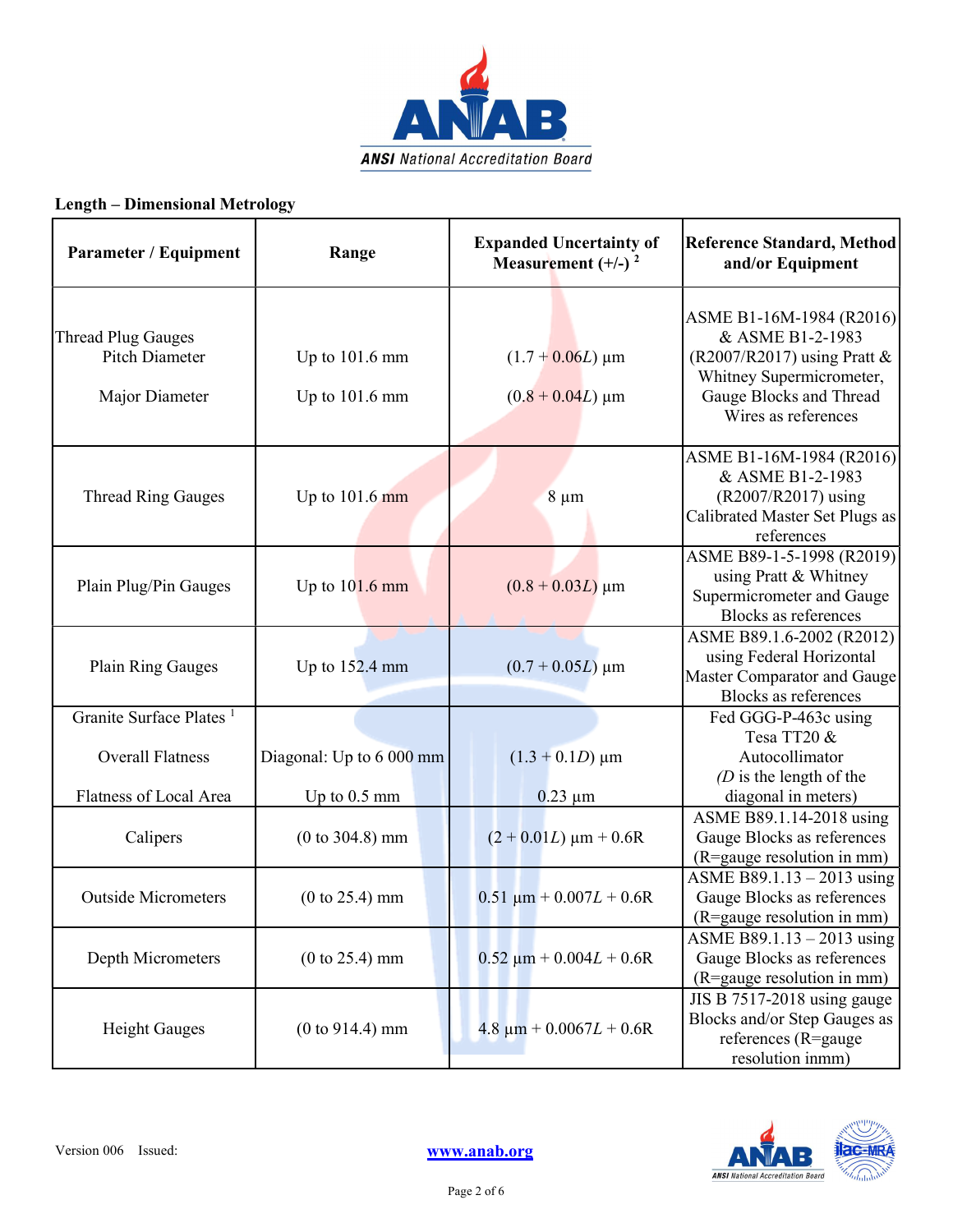**Length – Dimensional Metrology**

| Parameter / Equipment | Range | Expanded Uncertainty of Measurement (+/-) [2] | Reference Standard, Method and/or Equipment |
|---|---|---|---|
| Thread Plug Gauges<br>Pitch Diameter<br><br>Major Diameter | <br>Up to 101.6 mm<br><br>Up to 101.6 mm | <br>$(1.7 + 0.06L)$ µm<br><br>$(0.8 + 0.04L)$ µm | ASME B1-16M-1984 (R2016) & ASME B1-2-1983 (R2007/R2017) using Pratt & Whitney Supermicrometer, Gauge Blocks and Thread Wires as references |
| Thread Ring Gauges | Up to 101.6 mm | 8 µm | ASME B1-16M-1984 (R2016) & ASME B1-2-1983 (R2007/R2017) using Calibrated Master Set Plugs as references |
| Plain Plug/Pin Gauges | Up to 101.6 mm | $(0.8 + 0.03L)$ µm | ASME B89-1-5-1998 (R2019) using Pratt & Whitney Supermicrometer and Gauge Blocks as references |
| Plain Ring Gauges | Up to 152.4 mm | $(0.7 + 0.05L)$ µm | ASME B89.1.6-2002 (R2012) using Federal Horizontal Master Comparator and Gauge Blocks as references |
| Granite Surface Plates [1]<br><br>Overall Flatness<br><br>Flatness of Local Area | <br><br>Diagonal: Up to 6 000 mm<br><br>Up to 0.5 mm | <br><br>$(1.3 + 0.1D)$ µm<br><br>0.23 µm | Fed GGG-P-463c using Tesa TT20 & Autocollimator<br>*(D is the length of the diagonal in meters)* |
| Calipers | (0 to 304.8) mm | $(2 + 0.01L)$ µm + 0.6R | ASME B89.1.14-2018 using Gauge Blocks as references (R=gauge resolution in mm) |
| Outside Micrometers | (0 to 25.4) mm | 0.51 µm + $0.007L$ + 0.6R | ASME B89.1.13 – 2013 using Gauge Blocks as references (R=gauge resolution in mm) |
| Depth Micrometers | (0 to 25.4) mm | 0.52 µm + $0.004L$ + 0.6R | ASME B89.1.13 – 2013 using Gauge Blocks as references (R=gauge resolution in mm) |
| Height Gauges | (0 to 914.4) mm | 4.8 µm + $0.0067L$ + 0.6R | JIS B 7517-2018 using gauge Blocks and/or Step Gauges as references (R=gauge resolution inmm) |

Version 006 Issued:

www.anab.org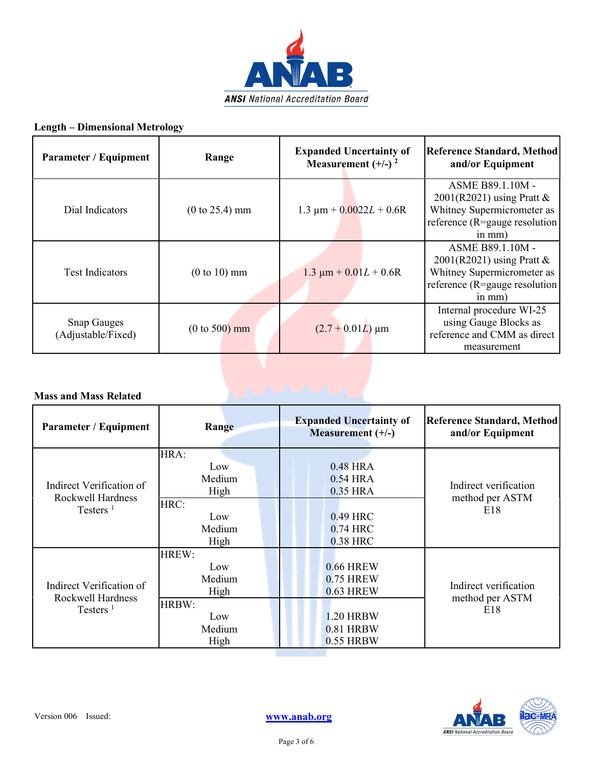**Length – Dimensional Metrology**

| Parameter / Equipment | Range | Expanded Uncertainty of Measurement (+/-) [2] | Reference Standard, Method and/or Equipment |
|---|---|---|---|
| Dial Indicators | (0 to 25.4) mm | 1.3 µm + $0.0022L$ + 0.6R | ASME B89.1.10M - 2001(R2021) using Pratt & Whitney Supermicrometer as reference (R=gauge resolution in mm) |
| Test Indicators | (0 to 10) mm | 1.3 µm + $0.01L$ + 0.6R | ASME B89.1.10M - 2001(R2021) using Pratt & Whitney Supermicrometer as reference (R=gauge resolution in mm) |
| Snap Gauges (Adjustable/Fixed) | (0 to 500) mm | (2.7 + $0.01L$) µm | Internal procedure WI-25 using Gauge Blocks as reference and CMM as direct measurement |

**Mass and Mass Related**

| Parameter / Equipment | Range | Expanded Uncertainty of Measurement (+/-) | Reference Standard, Method and/or Equipment |
|---|---|---|---|
| Indirect Verification of Rockwell Hardness Testers [1] | HRA: Low | 0.48 HRA | Indirect verification method per ASTM E18 |
| | Medium | 0.54 HRA | |
| | High | 0.35 HRA | |
| | HRC: Low | 0.49 HRC | |
| | Medium | 0.74 HRC | |
| | High | 0.38 HRC | |
| Indirect Verification of Rockwell Hardness Testers [1] | HREW: Low | 0.66 HREW | Indirect verification method per ASTM E18 |
| | Medium | 0.75 HREW | |
| | High | 0.63 HREW | |
| | HRBW: Low | 1.20 HRBW | |
| | Medium | 0.81 HRBW | |
| | High | 0.55 HRBW | |

Version 006 Issued:

www.anab.org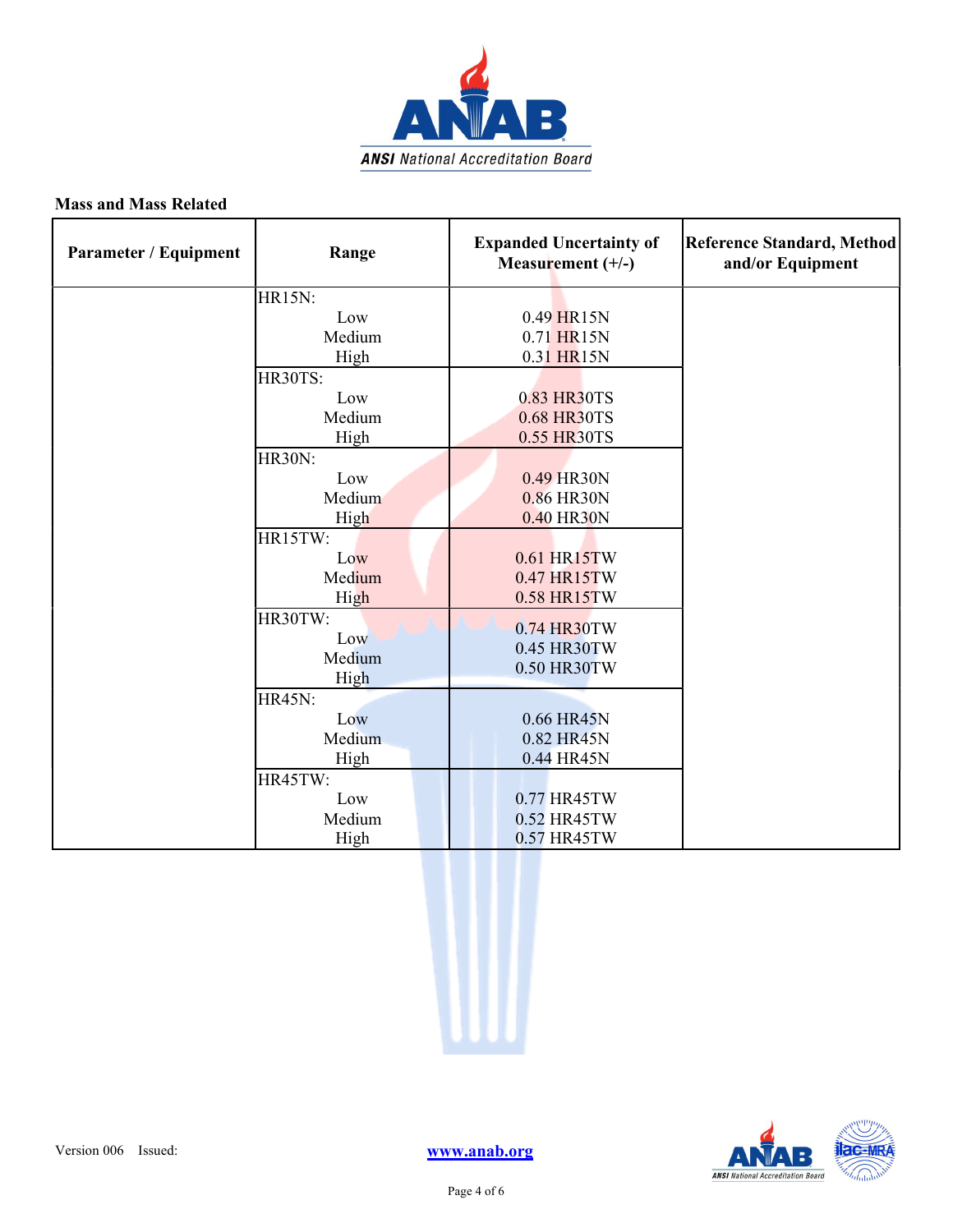**Mass and Mass Related**

| Parameter / Equipment | Range | Expanded Uncertainty of Measurement (+/-) | Reference Standard, Method and/or Equipment |
|---|---|---|---|
| | HR15N:<br>Low<br>Medium<br>High | <br>0.49 HR15N<br>0.71 HR15N<br>0.31 HR15N | |
| | HR30TS:<br>Low<br>Medium<br>High | <br>0.83 HR30TS<br>0.68 HR30TS<br>0.55 HR30TS | |
| | HR30N:<br>Low<br>Medium<br>High | <br>0.49 HR30N<br>0.86 HR30N<br>0.40 HR30N | |
| | HR15TW:<br>Low<br>Medium<br>High | <br>0.61 HR15TW<br>0.47 HR15TW<br>0.58 HR15TW | |
| | HR30TW:<br>Low<br>Medium<br>High | <br>0.74 HR30TW<br>0.45 HR30TW<br>0.50 HR30TW | |
| | HR45N:<br>Low<br>Medium<br>High | <br>0.66 HR45N<br>0.82 HR45N<br>0.44 HR45N | |
| | HR45TW:<br>Low<br>Medium<br>High | <br>0.77 HR45TW<br>0.52 HR45TW<br>0.57 HR45TW | |

Version 006 Issued:

www.anab.org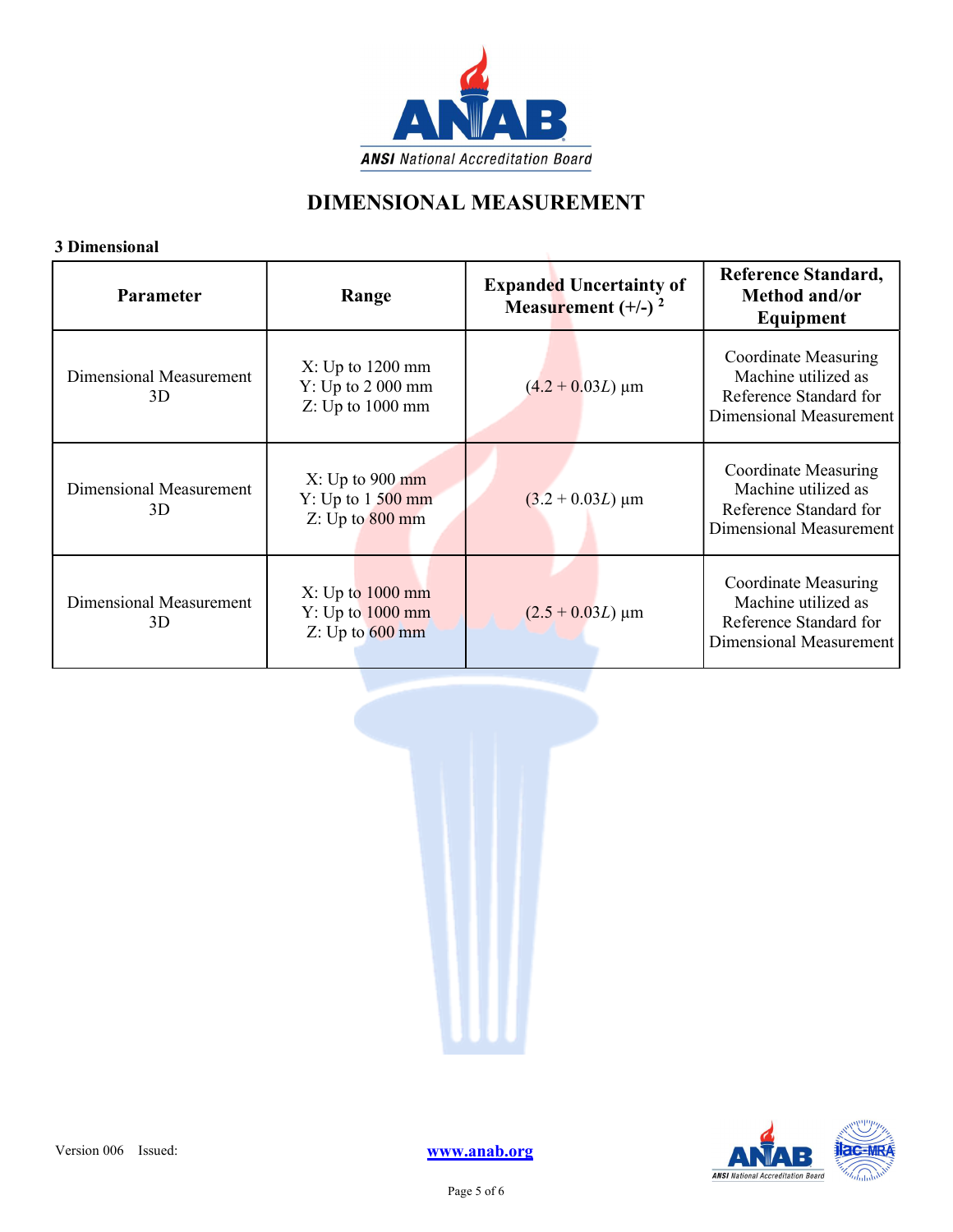# DIMENSIONAL MEASUREMENT

**3 Dimensional**

| Parameter | Range | Expanded Uncertainty of Measurement (+/-) [2] | Reference Standard, Method and/or Equipment |
|---|---|---|---|
| Dimensional Measurement 3D | X: Up to 1200 mm<br>Y: Up to 2 000 mm<br>Z: Up to 1000 mm | $(4.2 + 0.03L)$ µm | Coordinate Measuring Machine utilized as Reference Standard for Dimensional Measurement |
| Dimensional Measurement 3D | X: Up to 900 mm<br>Y: Up to 1 500 mm<br>Z: Up to 800 mm | $(3.2 + 0.03L)$ µm | Coordinate Measuring Machine utilized as Reference Standard for Dimensional Measurement |
| Dimensional Measurement 3D | X: Up to 1000 mm<br>Y: Up to 1000 mm<br>Z: Up to 600 mm | $(2.5 + 0.03L)$ µm | Coordinate Measuring Machine utilized as Reference Standard for Dimensional Measurement |

Version 006 Issued:

www.anab.org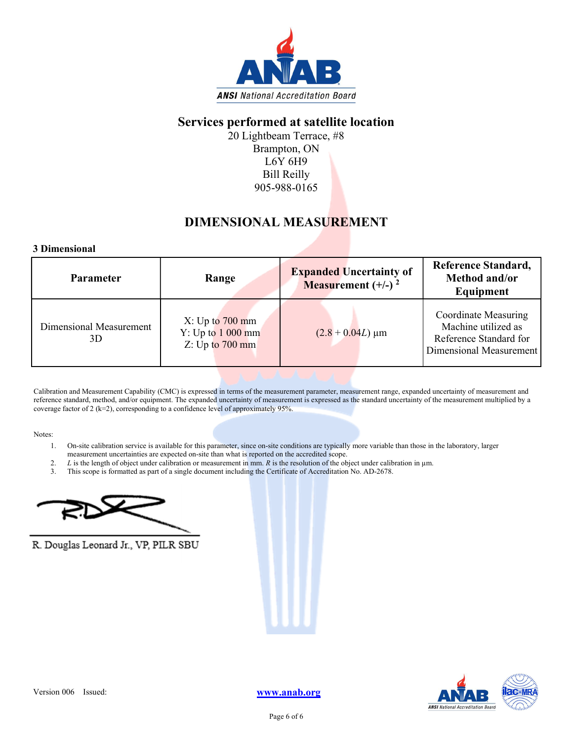## Services performed at satellite location

20 Lightbeam Terrace, #8
Brampton, ON
L6Y 6H9
Bill Reilly
905-988-0165

# DIMENSIONAL MEASUREMENT

### 3 Dimensional

| Parameter | Range | Expanded Uncertainty of Measurement (+/-) [2] | Reference Standard, Method and/or Equipment |
|---|---|---|---|
| Dimensional Measurement 3D | X: Up to 700 mm<br>Y: Up to 1 000 mm<br>Z: Up to 700 mm | $(2.8 + 0.04L)$ µm | Coordinate Measuring Machine utilized as Reference Standard for Dimensional Measurement |

Calibration and Measurement Capability (CMC) is expressed in terms of the measurement parameter, measurement range, expanded uncertainty of measurement and reference standard, method, and/or equipment. The expanded uncertainty of measurement is expressed as the standard uncertainty of the measurement multiplied by a coverage factor of 2 (k=2), corresponding to a confidence level of approximately 95%.

Notes:

1. On-site calibration service is available for this parameter, since on-site conditions are typically more variable than those in the laboratory, larger measurement uncertainties are expected on-site than what is reported on the accredited scope.
2. $L$ is the length of object under calibration or measurement in mm. $R$ is the resolution of the object under calibration in µm.
3. This scope is formatted as part of a single document including the Certificate of Accreditation No. AD-2678.

R. Douglas Leonard Jr., VP, PILR SBU

Version 006 Issued:

www.anab.org